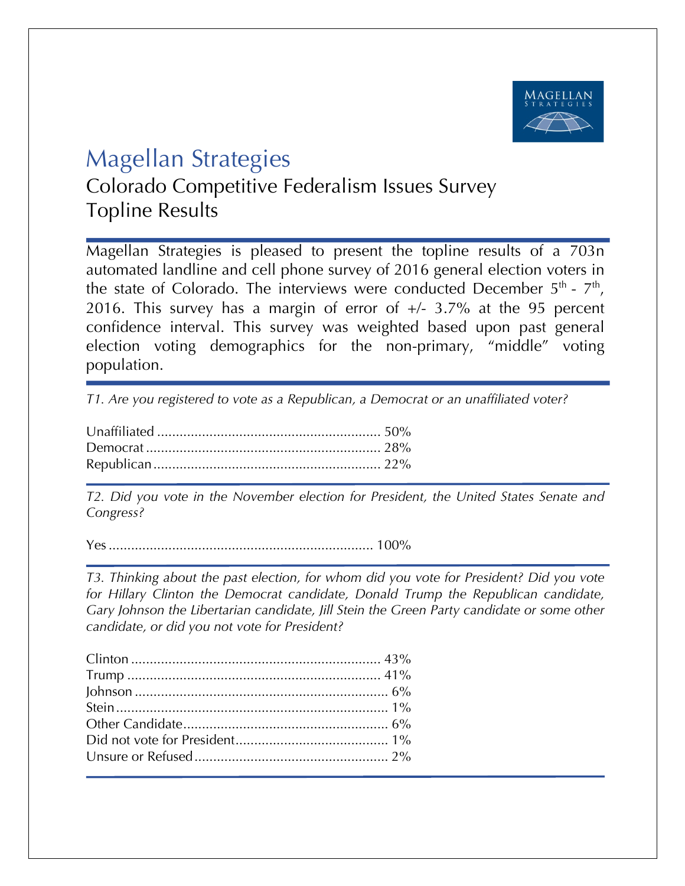# Magellan Strategies

## Colorado Competitive Federalism Issues Survey
## Topline Results

Magellan Strategies is pleased to present the topline results of a 703n automated landline and cell phone survey of 2016 general election voters in the state of Colorado. The interviews were conducted December 5th - 7th, 2016. This survey has a margin of error of +/- 3.7% at the 95 percent confidence interval. This survey was weighted based upon past general election voting demographics for the non-primary, "middle" voting population.

*T1. Are you registered to vote as a Republican, a Democrat or an unaffiliated voter?*

Unaffiliated .......................................................... 50%
Democrat ............................................................ 28%
Republican .......................................................... 22%

*T2. Did you vote in the November election for President, the United States Senate and Congress?*

Yes ..................................................................... 100%

*T3. Thinking about the past election, for whom did you vote for President? Did you vote for Hillary Clinton the Democrat candidate, Donald Trump the Republican candidate, Gary Johnson the Libertarian candidate, Jill Stein the Green Party candidate or some other candidate, or did you not vote for President?*

Clinton ................................................................ 43%
Trump ................................................................. 41%
Johnson ............................................................... 6%
Stein ................................................................... 1%
Other Candidate .................................................... 6%
Did not vote for President ....................................... 1%
Unsure or Refused ................................................. 2%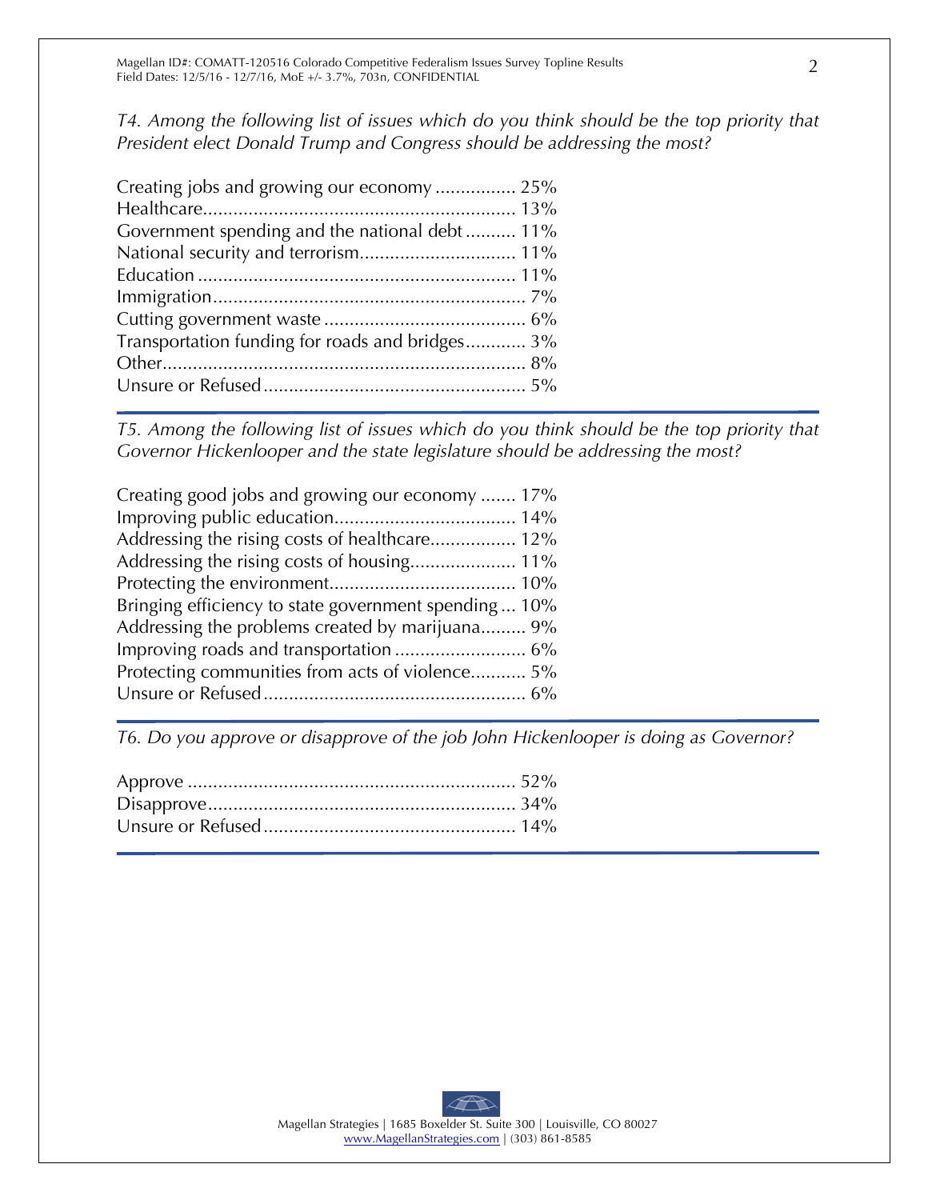*T4. Among the following list of issues which do you think should be the top priority that President elect Donald Trump and Congress should be addressing the most?*

| | |
|---|---|
| Creating jobs and growing our economy | 25% |
| Healthcare | 13% |
| Government spending and the national debt | 11% |
| National security and terrorism | 11% |
| Education | 11% |
| Immigration | 7% |
| Cutting government waste | 6% |
| Transportation funding for roads and bridges | 3% |
| Other | 8% |
| Unsure or Refused | 5% |

*T5. Among the following list of issues which do you think should be the top priority that Governor Hickenlooper and the state legislature should be addressing the most?*

| | |
|---|---|
| Creating good jobs and growing our economy | 17% |
| Improving public education | 14% |
| Addressing the rising costs of healthcare | 12% |
| Addressing the rising costs of housing | 11% |
| Protecting the environment | 10% |
| Bringing efficiency to state government spending | 10% |
| Addressing the problems created by marijuana | 9% |
| Improving roads and transportation | 6% |
| Protecting communities from acts of violence | 5% |
| Unsure or Refused | 6% |

*T6. Do you approve or disapprove of the job John Hickenlooper is doing as Governor?*

| | |
|---|---|
| Approve | 52% |
| Disapprove | 34% |
| Unsure or Refused | 14% |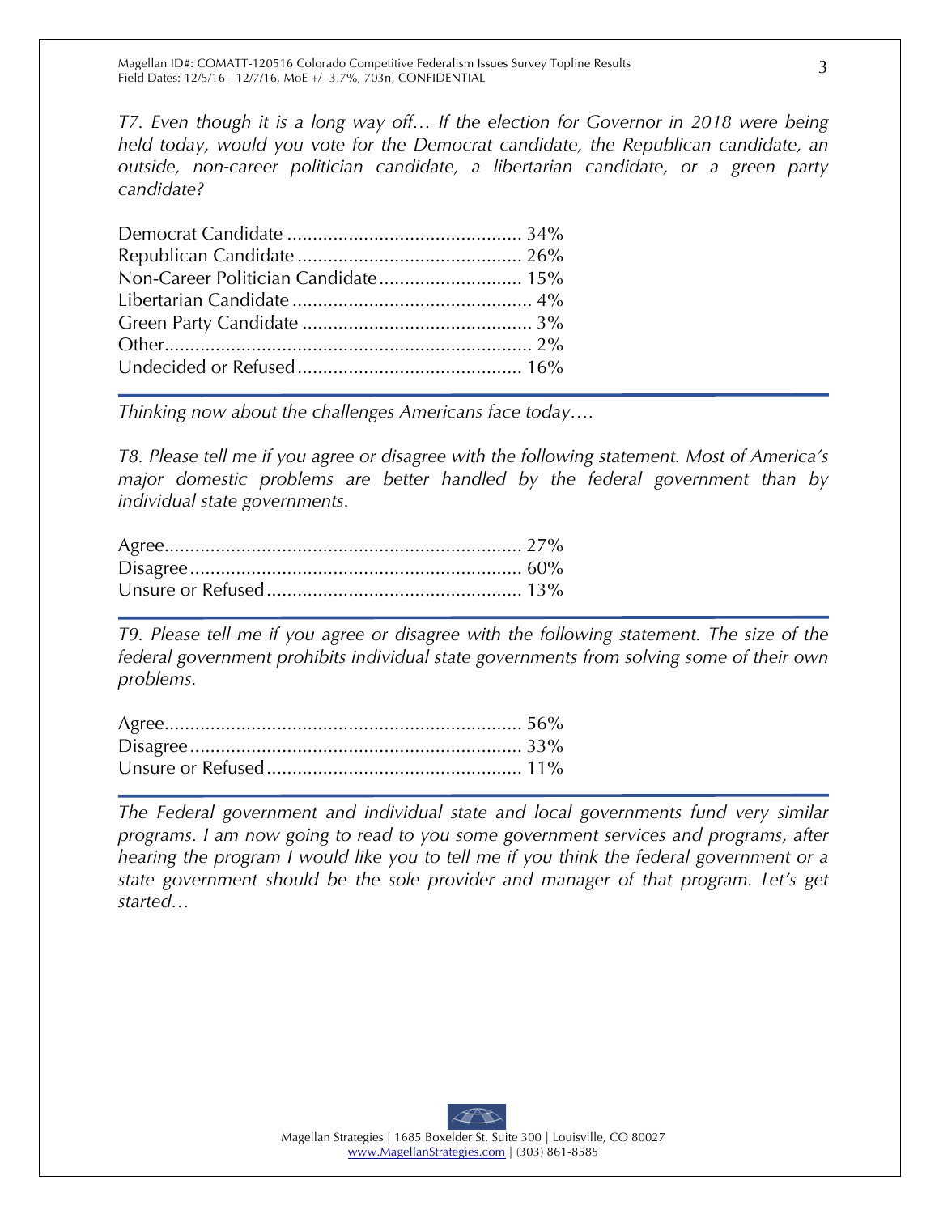*T7. Even though it is a long way off… If the election for Governor in 2018 were being held today, would you vote for the Democrat candidate, the Republican candidate, an outside, non-career politician candidate, a libertarian candidate, or a green party candidate?*

| Response | % |
|---|---|
| Democrat Candidate | 34% |
| Republican Candidate | 26% |
| Non-Career Politician Candidate | 15% |
| Libertarian Candidate | 4% |
| Green Party Candidate | 3% |
| Other | 2% |
| Undecided or Refused | 16% |

---

*Thinking now about the challenges Americans face today….*

*T8. Please tell me if you agree or disagree with the following statement. Most of America's major domestic problems are better handled by the federal government than by individual state governments.*

| Response | % |
|---|---|
| Agree | 27% |
| Disagree | 60% |
| Unsure or Refused | 13% |

---

*T9. Please tell me if you agree or disagree with the following statement. The size of the federal government prohibits individual state governments from solving some of their own problems.*

| Response | % |
|---|---|
| Agree | 56% |
| Disagree | 33% |
| Unsure or Refused | 11% |

---

*The Federal government and individual state and local governments fund very similar programs. I am now going to read to you some government services and programs, after hearing the program I would like you to tell me if you think the federal government or a state government should be the sole provider and manager of that program. Let's get started…*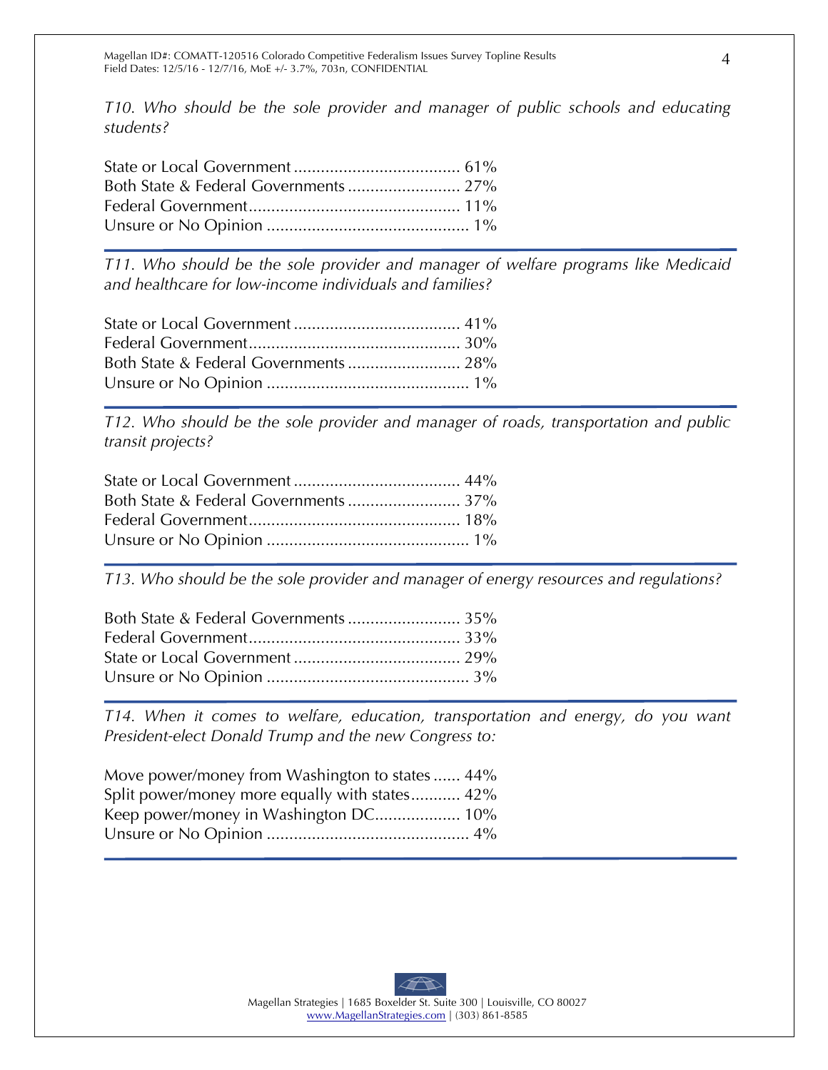*T10. Who should be the sole provider and manager of public schools and educating students?*

State or Local Government ..................................... 61%
Both State & Federal Governments ......................... 27%
Federal Government............................................... 11%
Unsure or No Opinion ............................................ 1%

---

*T11. Who should be the sole provider and manager of welfare programs like Medicaid and healthcare for low-income individuals and families?*

State or Local Government ..................................... 41%
Federal Government............................................... 30%
Both State & Federal Governments ......................... 28%
Unsure or No Opinion ............................................ 1%

---

*T12. Who should be the sole provider and manager of roads, transportation and public transit projects?*

State or Local Government ..................................... 44%
Both State & Federal Governments ......................... 37%
Federal Government............................................... 18%
Unsure or No Opinion ............................................ 1%

---

*T13. Who should be the sole provider and manager of energy resources and regulations?*

Both State & Federal Governments ......................... 35%
Federal Government............................................... 33%
State or Local Government ..................................... 29%
Unsure or No Opinion ............................................ 3%

---

*T14. When it comes to welfare, education, transportation and energy, do you want President-elect Donald Trump and the new Congress to:*

Move power/money from Washington to states ...... 44%
Split power/money more equally with states........... 42%
Keep power/money in Washington DC................... 10%
Unsure or No Opinion ............................................ 4%

---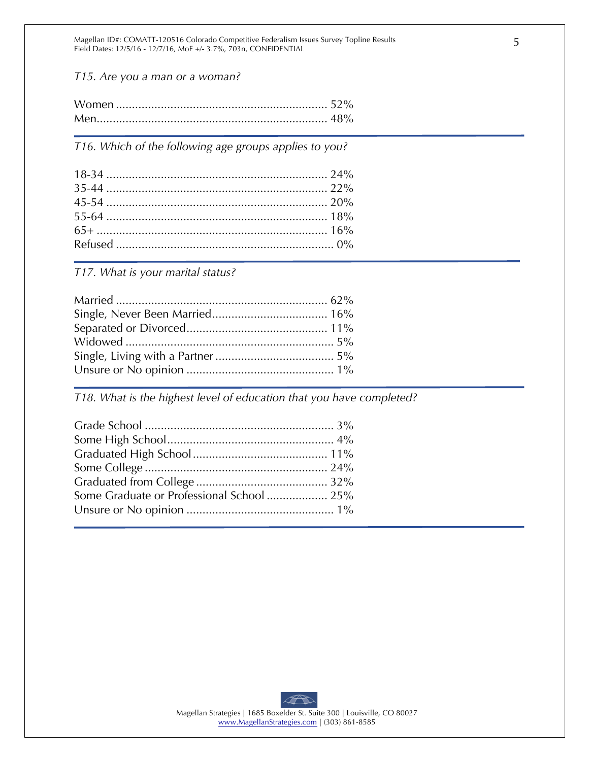*T15. Are you a man or a woman?*

| Response | % |
|---|---|
| Women | 52% |
| Men | 48% |

---

*T16. Which of the following age groups applies to you?*

| Response | % |
|---|---|
| 18-34 | 24% |
| 35-44 | 22% |
| 45-54 | 20% |
| 55-64 | 18% |
| 65+ | 16% |
| Refused | 0% |

---

*T17. What is your marital status?*

| Response | % |
|---|---|
| Married | 62% |
| Single, Never Been Married | 16% |
| Separated or Divorced | 11% |
| Widowed | 5% |
| Single, Living with a Partner | 5% |
| Unsure or No opinion | 1% |

---

*T18. What is the highest level of education that you have completed?*

| Response | % |
|---|---|
| Grade School | 3% |
| Some High School | 4% |
| Graduated High School | 11% |
| Some College | 24% |
| Graduated from College | 32% |
| Some Graduate or Professional School | 25% |
| Unsure or No opinion | 1% |

---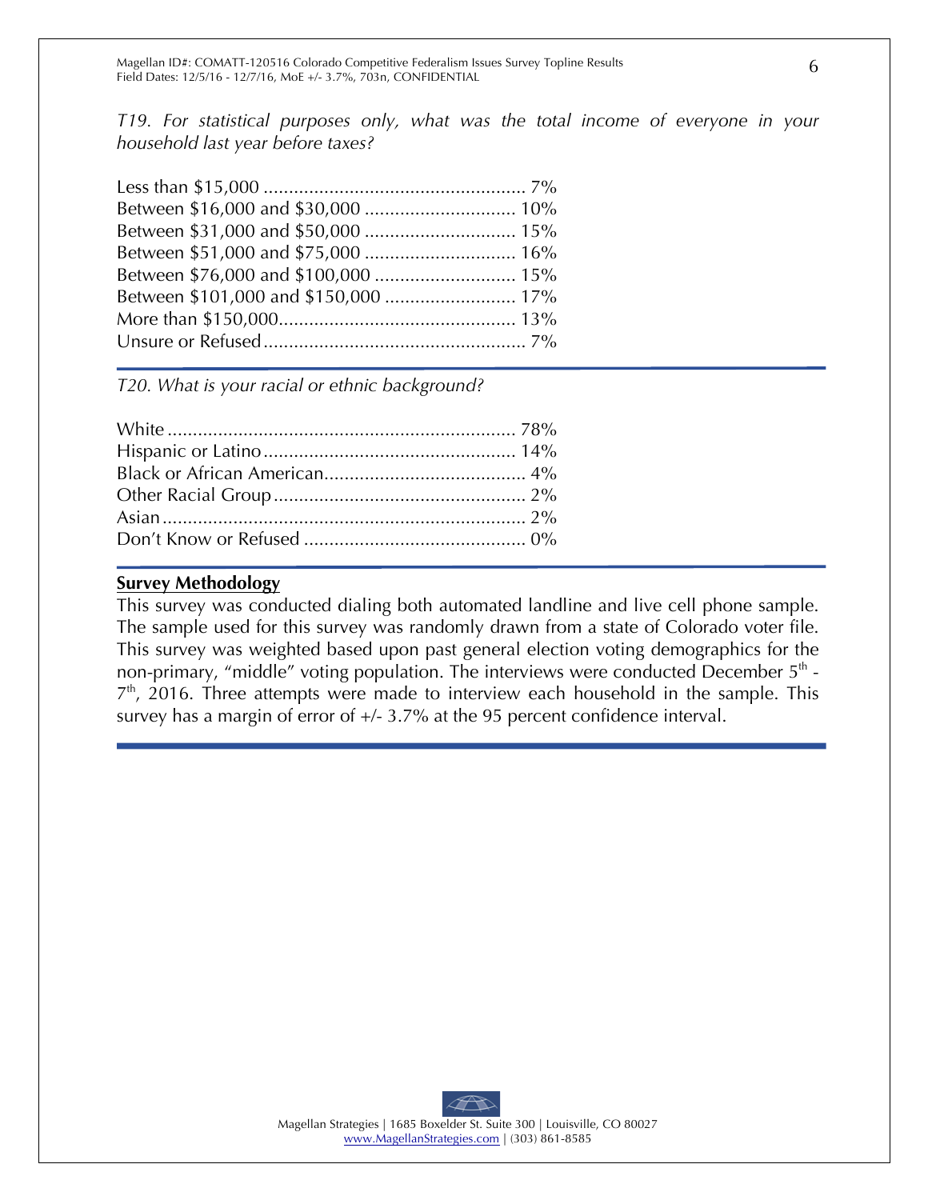*T19. For statistical purposes only, what was the total income of everyone in your household last year before taxes?*

| | |
|---|---|
| Less than $15,000 | 7% |
| Between $16,000 and $30,000 | 10% |
| Between $31,000 and $50,000 | 15% |
| Between $51,000 and $75,000 | 16% |
| Between $76,000 and $100,000 | 15% |
| Between $101,000 and $150,000 | 17% |
| More than $150,000 | 13% |
| Unsure or Refused | 7% |

*T20. What is your racial or ethnic background?*

| | |
|---|---|
| White | 78% |
| Hispanic or Latino | 14% |
| Black or African American | 4% |
| Other Racial Group | 2% |
| Asian | 2% |
| Don't Know or Refused | 0% |

## Survey Methodology

This survey was conducted dialing both automated landline and live cell phone sample. The sample used for this survey was randomly drawn from a state of Colorado voter file. This survey was weighted based upon past general election voting demographics for the non-primary, "middle" voting population. The interviews were conducted December 5th - 7th, 2016. Three attempts were made to interview each household in the sample. This survey has a margin of error of +/- 3.7% at the 95 percent confidence interval.